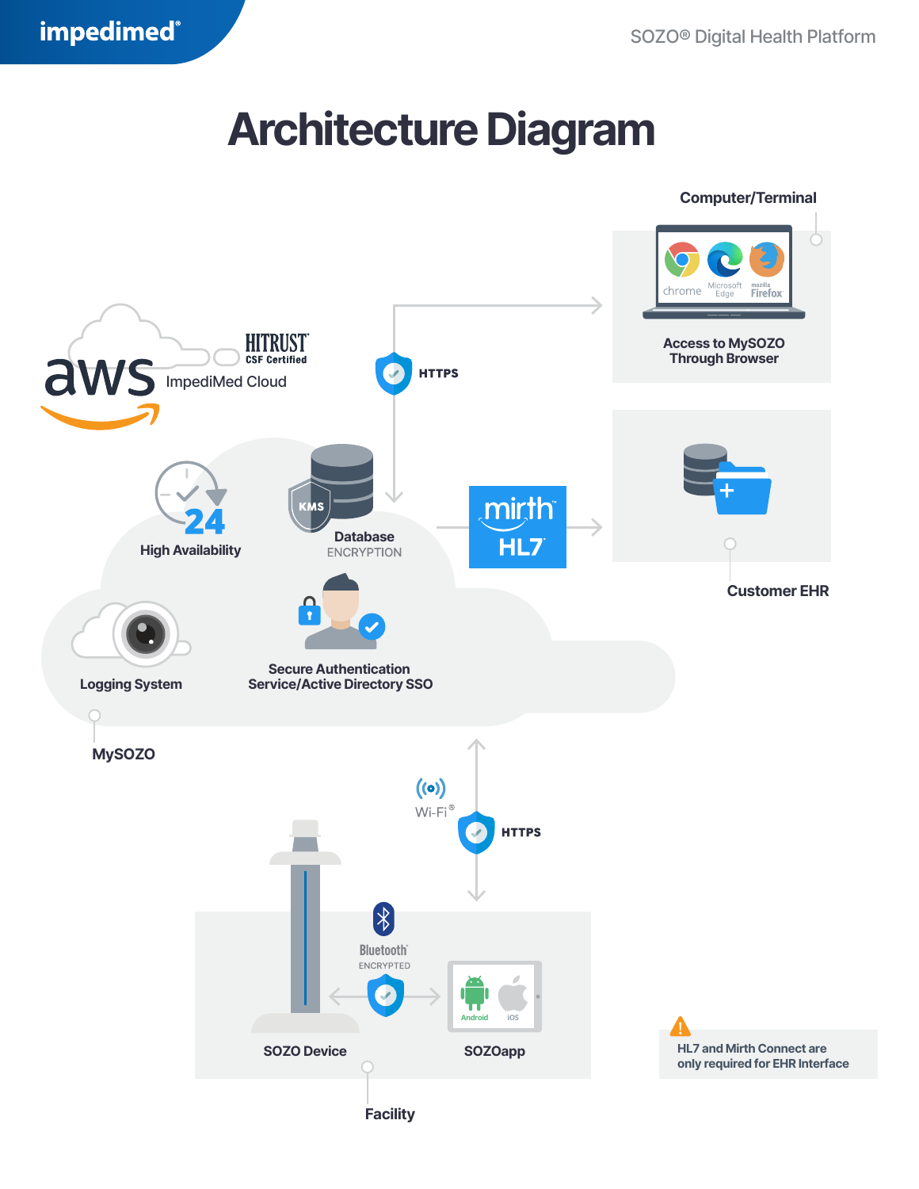impedimed®

SOZO® Digital Health Platform

# Architecture Diagram

**Computer/Terminal**

chrome | Microsoft Edge | mozilla Firefox

Access to MySOZO Through Browser

HTTPS

HITRUST CSF Certified

aws ImpediMed Cloud

High Availability

KMS

Database ENCRYPTION

mirth HL7

Customer EHR

Logging System

Secure Authentication Service/Active Directory SSO

**MySOZO**

Wi-Fi®

HTTPS

Bluetooth® ENCRYPTED

Android | iOS

SOZO Device

SOZOapp

**Facility**

HL7 and Mirth Connect are only required for EHR Interface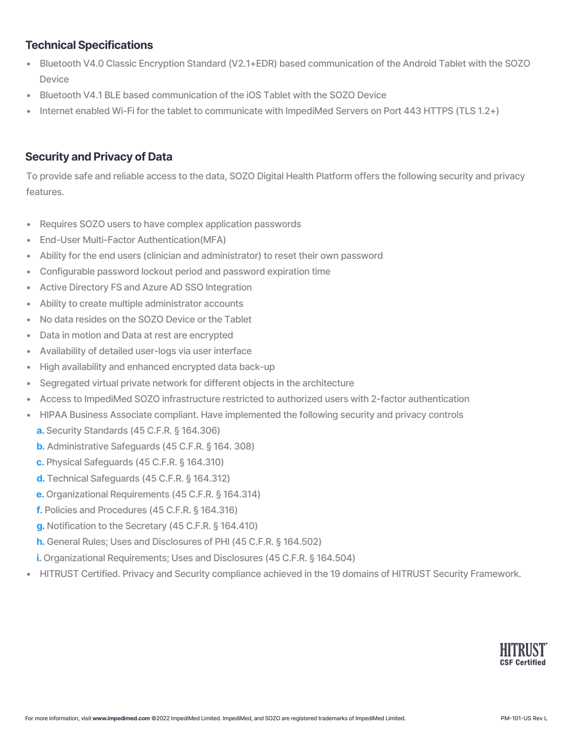## Technical Specifications

- Bluetooth V4.0 Classic Encryption Standard (V2.1+EDR) based communication of the Android Tablet with the SOZO Device
- Bluetooth V4.1 BLE based communication of the iOS Tablet with the SOZO Device
- Internet enabled Wi-Fi for the tablet to communicate with ImpediMed Servers on Port 443 HTTPS (TLS 1.2+)

## Security and Privacy of Data

To provide safe and reliable access to the data, SOZO Digital Health Platform offers the following security and privacy features.

- Requires SOZO users to have complex application passwords
- End-User Multi-Factor Authentication(MFA)
- Ability for the end users (clinician and administrator) to reset their own password
- Configurable password lockout period and password expiration time
- Active Directory FS and Azure AD SSO Integration
- Ability to create multiple administrator accounts
- No data resides on the SOZO Device or the Tablet
- Data in motion and Data at rest are encrypted
- Availability of detailed user-logs via user interface
- High availability and enhanced encrypted data back-up
- Segregated virtual private network for different objects in the architecture
- Access to ImpediMed SOZO infrastructure restricted to authorized users with 2-factor authentication
- HIPAA Business Associate compliant. Have implemented the following security and privacy controls
  - **a.** Security Standards (45 C.F.R. § 164.306)
  - **b.** Administrative Safeguards (45 C.F.R. § 164. 308)
  - **c.** Physical Safeguards (45 C.F.R. § 164.310)
  - **d.** Technical Safeguards (45 C.F.R. § 164.312)
  - **e.** Organizational Requirements (45 C.F.R. § 164.314)
  - **f.** Policies and Procedures (45 C.F.R. § 164.316)
  - **g.** Notification to the Secretary (45 C.F.R. § 164.410)
  - **h.** General Rules; Uses and Disclosures of PHI (45 C.F.R. § 164.502)
  - **i.** Organizational Requirements; Uses and Disclosures (45 C.F.R. § 164.504)
- HITRUST Certified. Privacy and Security compliance achieved in the 19 domains of HITRUST Security Framework.

HITRUST CSF Certified

For more information, visit **www.impedimed.com** ©2022 ImpediMed Limited. ImpediMed, and SOZO are registered trademarks of ImpediMed Limited. PM-101-US Rev L